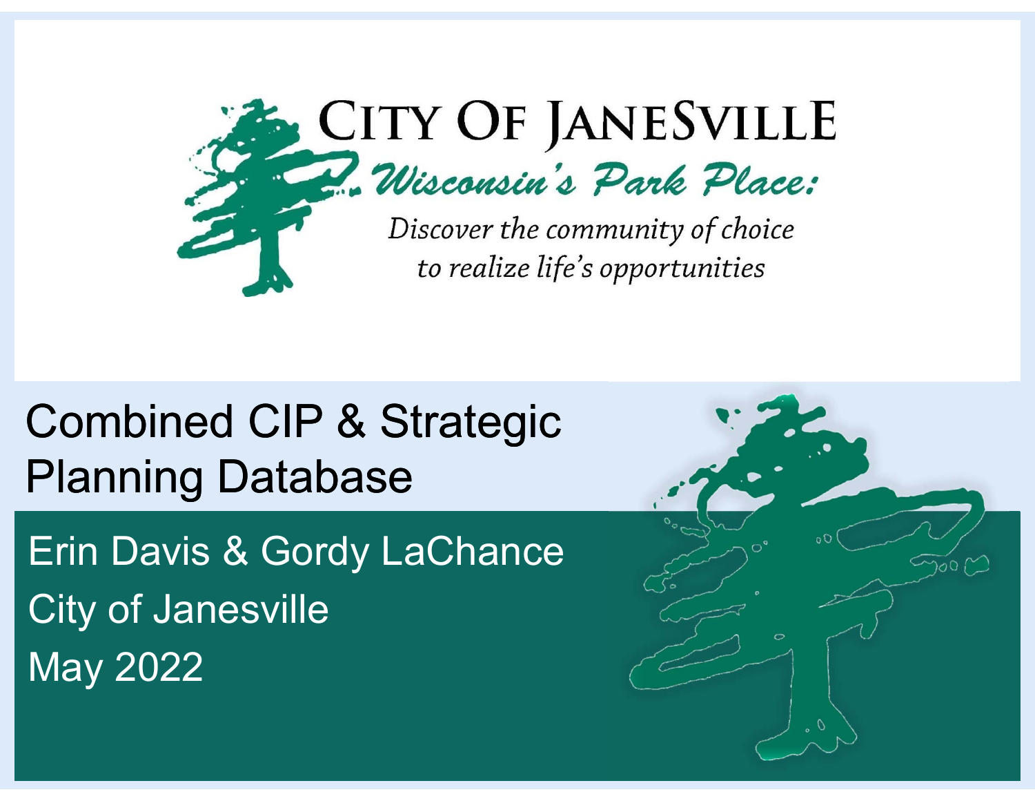# CITY OF JANESVILLE

*Wisconsin's Park Place:*

*Discover the community of choice to realize life's opportunities*

# Combined CIP & Strategic Planning Database

Erin Davis & Gordy LaChance

City of Janesville

May 2022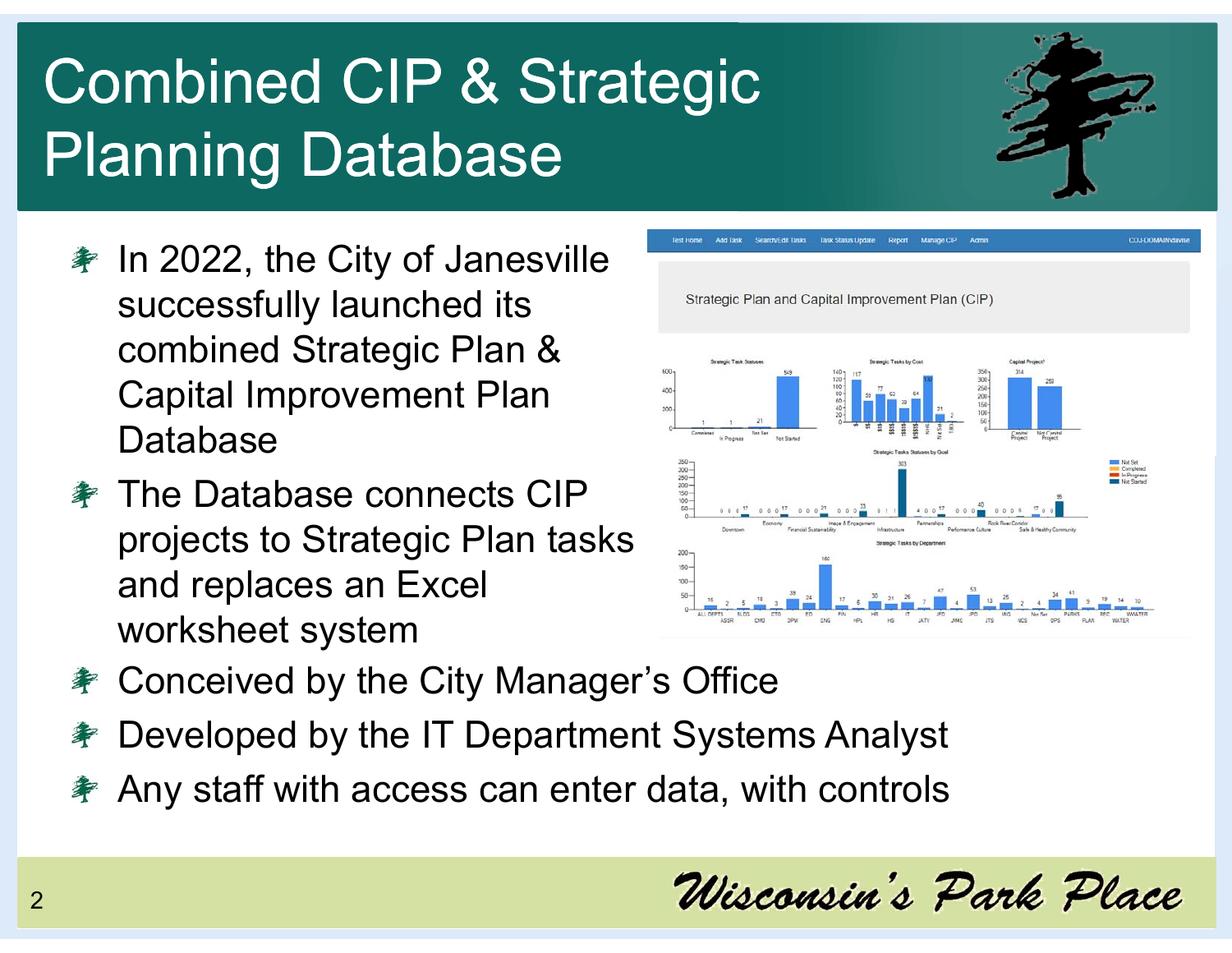# Combined CIP & Strategic Planning Database

- In 2022, the City of Janesville successfully launched its combined Strategic Plan & Capital Improvement Plan Database
- The Database connects CIP projects to Strategic Plan tasks and replaces an Excel worksheet system
- Conceived by the City Manager's Office
- Developed by the IT Department Systems Analyst
- Any staff with access can enter data, with controls

Wisconsin's Park Place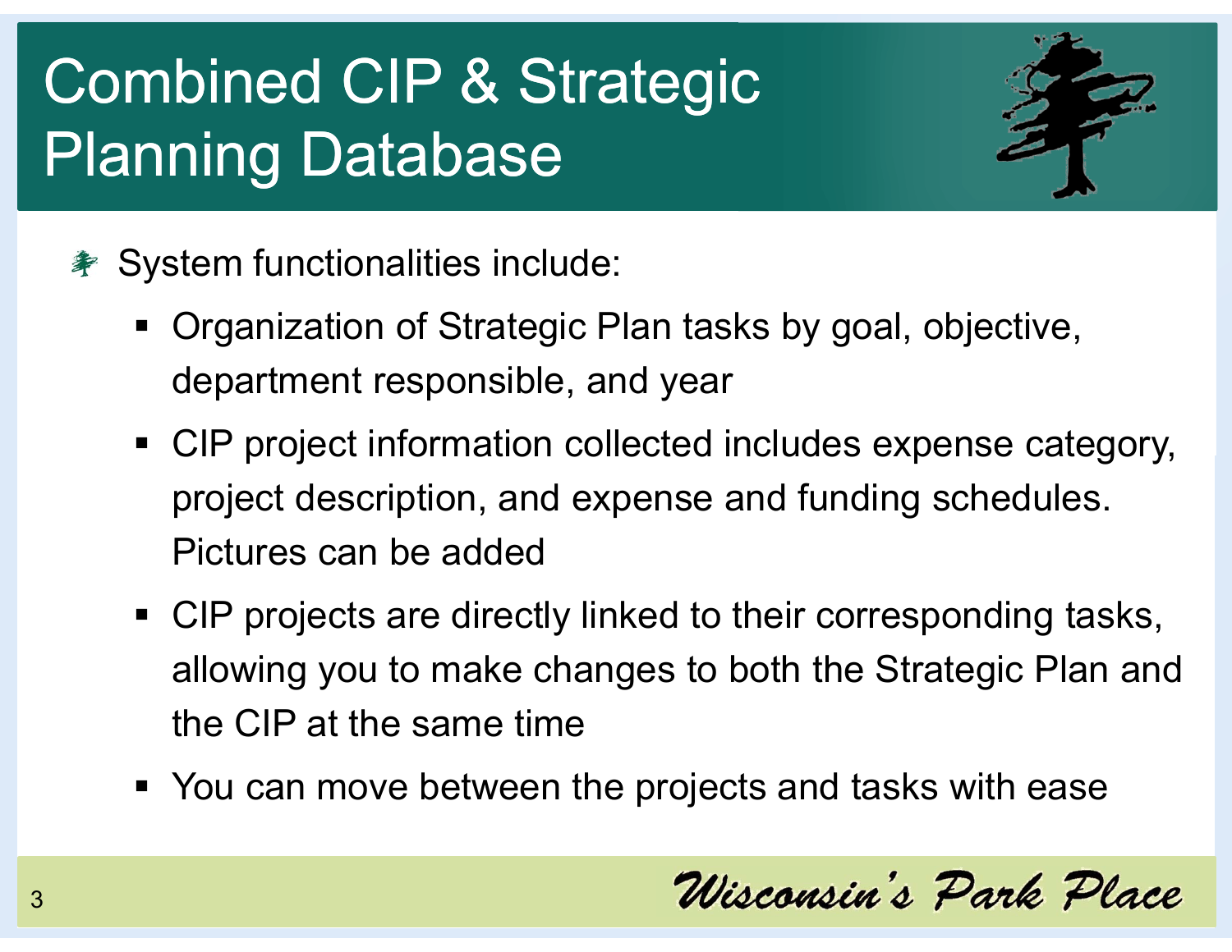# Combined CIP & Strategic Planning Database

- System functionalities include:
  - Organization of Strategic Plan tasks by goal, objective, department responsible, and year
  - CIP project information collected includes expense category, project description, and expense and funding schedules. Pictures can be added
  - CIP projects are directly linked to their corresponding tasks, allowing you to make changes to both the Strategic Plan and the CIP at the same time
  - You can move between the projects and tasks with ease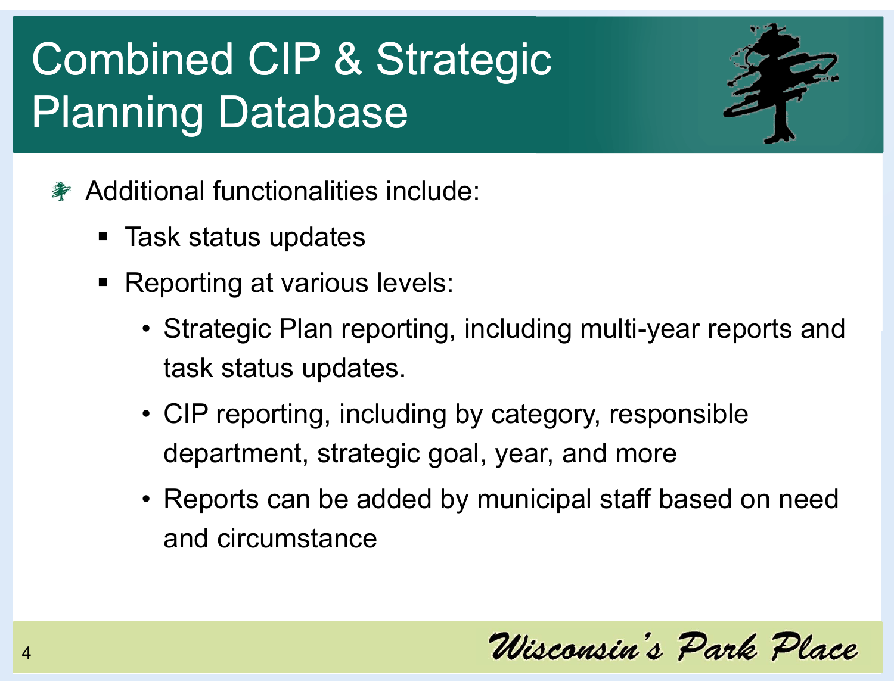# Combined CIP & Strategic Planning Database

- Additional functionalities include:
  - Task status updates
  - Reporting at various levels:
    - Strategic Plan reporting, including multi-year reports and task status updates.
    - CIP reporting, including by category, responsible department, strategic goal, year, and more
    - Reports can be added by municipal staff based on need and circumstance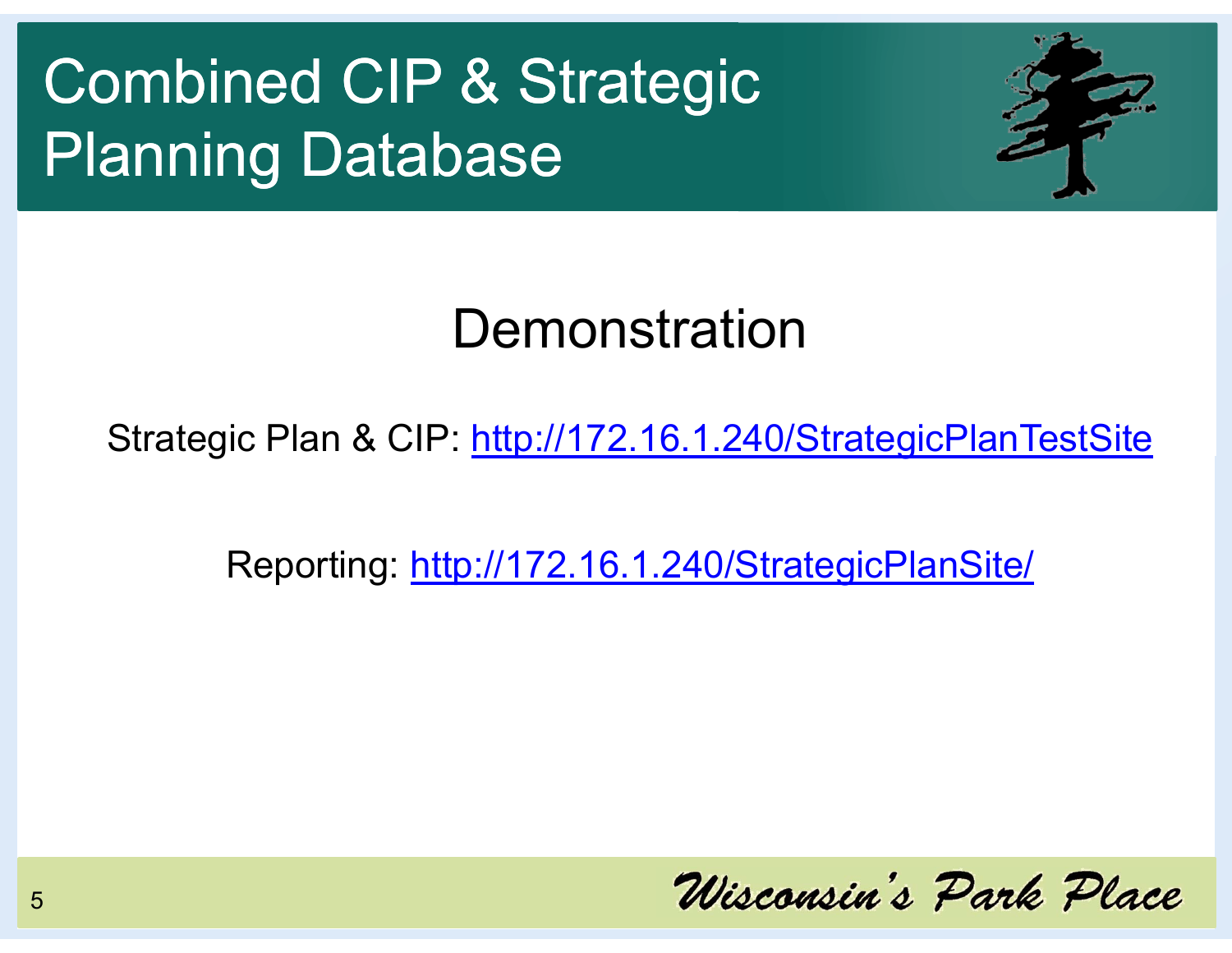# Combined CIP & Strategic Planning Database

## Demonstration

Strategic Plan & CIP: [http://172.16.1.240/StrategicPlanTestSite](http://172.16.1.240/StrategicPlanTestSite)

Reporting: [http://172.16.1.240/StrategicPlanSite/](http://172.16.1.240/StrategicPlanSite/)

*Wisconsin's Park Place*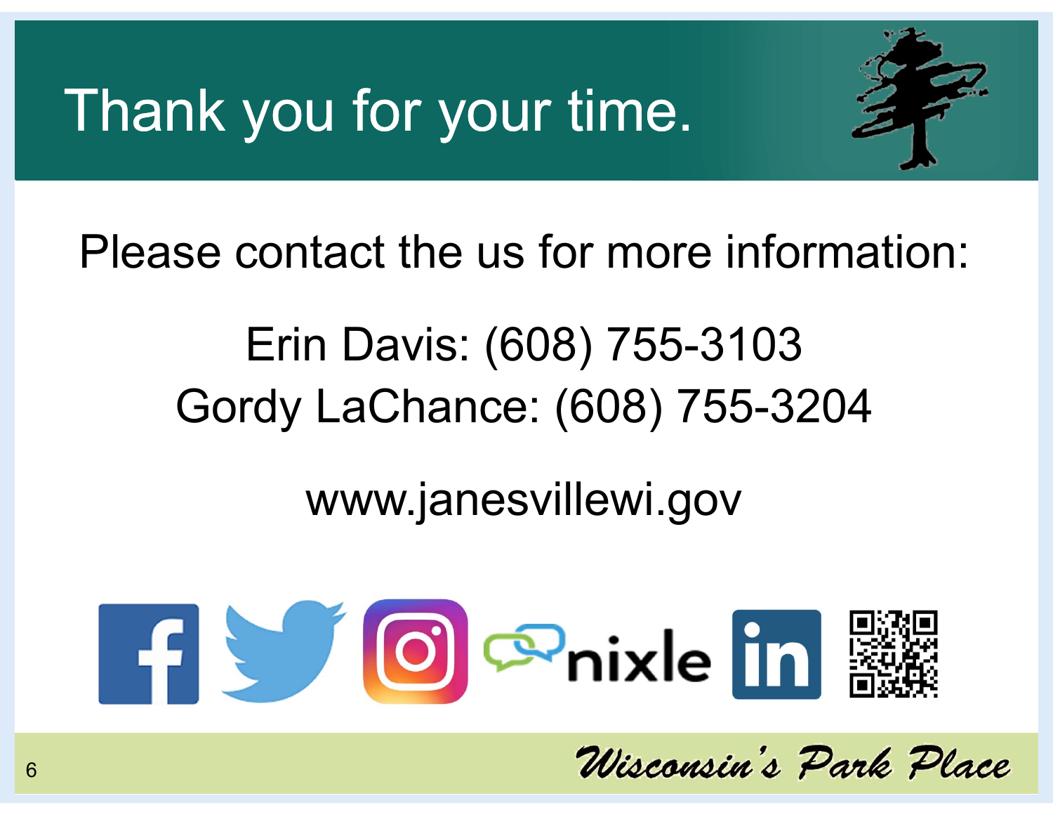# Thank you for your time.

Please contact the us for more information:

Erin Davis: (608) 755-3103
Gordy LaChance: (608) 755-3204

www.janesvillewi.gov

nixle

*Wisconsin's Park Place*